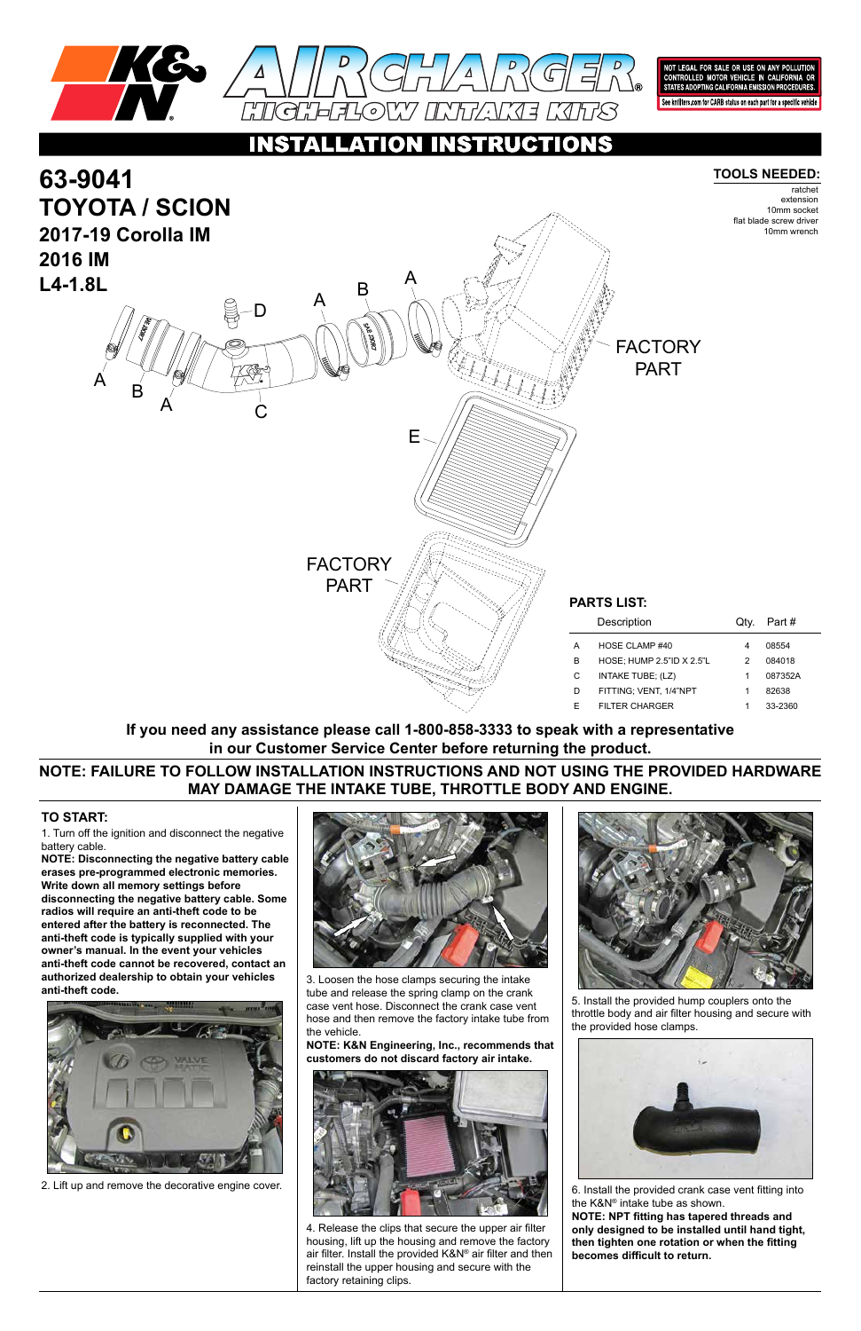K&N AIRCHARGER HIGH-FLOW INTAKE KITS

NOT LEGAL FOR SALE OR USE ON ANY POLLUTION CONTROLLED MOTOR VEHICLE IN CALIFORNIA OR STATES ADOPTING CALIFORNIA EMISSION PROCEDURES.
See knfilters.com for CARB status on each part for a specific vehicle

# INSTALLATION INSTRUCTIONS

## 63-9041
## TOYOTA / SCION
### 2017-19 Corolla IM
### 2016 IM
### L4-1.8L

**TOOLS NEEDED:**
ratchet
extension
10mm socket
flat blade screw driver
10mm wrench

A, B, A, C, D, A, B, A, FACTORY PART, E, FACTORY PART

**PARTS LIST:**

| | Description | Qty. | Part # |
|---|---|---|---|
| A | HOSE CLAMP #40 | 4 | 08554 |
| B | HOSE; HUMP 2.5"ID X 2.5"L | 2 | 084018 |
| C | INTAKE TUBE; (LZ) | 1 | 087352A |
| D | FITTING; VENT, 1/4"NPT | 1 | 82638 |
| E | FILTER CHARGER | 1 | 33-2360 |

**If you need any assistance please call 1-800-858-3333 to speak with a representative in our Customer Service Center before returning the product.**

**NOTE: FAILURE TO FOLLOW INSTALLATION INSTRUCTIONS AND NOT USING THE PROVIDED HARDWARE MAY DAMAGE THE INTAKE TUBE, THROTTLE BODY AND ENGINE.**

**TO START:**

1. Turn off the ignition and disconnect the negative battery cable.

**NOTE: Disconnecting the negative battery cable erases pre-programmed electronic memories. Write down all memory settings before disconnecting the negative battery cable. Some radios will require an anti-theft code to be entered after the battery is reconnected. The anti-theft code is typically supplied with your owner's manual. In the event your vehicles anti-theft code cannot be recovered, contact an authorized dealership to obtain your vehicles anti-theft code.**

2. Lift up and remove the decorative engine cover.

3. Loosen the hose clamps securing the intake tube and release the spring clamp on the crank case vent hose. Disconnect the crank case vent hose and then remove the factory intake tube from the vehicle.

**NOTE: K&N Engineering, Inc., recommends that customers do not discard factory air intake.**

4. Release the clips that secure the upper air filter housing, lift up the housing and remove the factory air filter. Install the provided K&N® air filter and then reinstall the upper housing and secure with the factory retaining clips.

5. Install the provided hump couplers onto the throttle body and air filter housing and secure with the provided hose clamps.

6. Install the provided crank case vent fitting into the K&N® intake tube as shown.

**NOTE: NPT fitting has tapered threads and only designed to be installed until hand tight, then tighten one rotation or when the fitting becomes difficult to return.**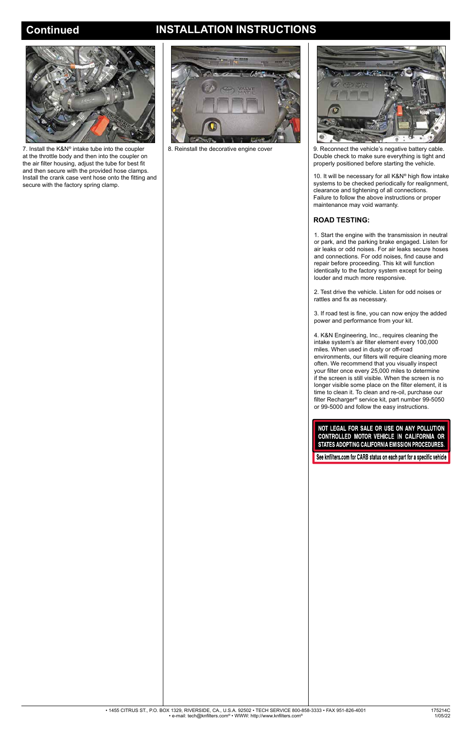## Continued

## INSTALLATION INSTRUCTIONS

7. Install the K&N® intake tube into the coupler at the throttle body and then into the coupler on the air filter housing, adjust the tube for best fit and then secure with the provided hose clamps. Install the crank case vent hose onto the fitting and secure with the factory spring clamp.

8. Reinstall the decorative engine cover

9. Reconnect the vehicle's negative battery cable. Double check to make sure everything is tight and properly positioned before starting the vehicle.

10. It will be necessary for all K&N® high flow intake systems to be checked periodically for realignment, clearance and tightening of all connections. Failure to follow the above instructions or proper maintenance may void warranty.

### ROAD TESTING:

1. Start the engine with the transmission in neutral or park, and the parking brake engaged. Listen for air leaks or odd noises. For air leaks secure hoses and connections. For odd noises, find cause and repair before proceeding. This kit will function identically to the factory system except for being louder and much more responsive.

2. Test drive the vehicle. Listen for odd noises or rattles and fix as necessary.

3. If road test is fine, you can now enjoy the added power and performance from your kit.

4. K&N Engineering, Inc., requires cleaning the intake system's air filter element every 100,000 miles. When used in dusty or off-road environments, our filters will require cleaning more often. We recommend that you visually inspect your filter once every 25,000 miles to determine if the screen is still visible. When the screen is no longer visible some place on the filter element, it is time to clean it. To clean and re-oil, purchase our filter Recharger® service kit, part number 99-5050 or 99-5000 and follow the easy instructions.

**NOT LEGAL FOR SALE OR USE ON ANY POLLUTION CONTROLLED MOTOR VEHICLE IN CALIFORNIA OR STATES ADOPTING CALIFORNIA EMISSION PROCEDURES.**

See knfilters.com for CARB status on each part for a specific vehicle

• 1455 CITRUS ST., P.O. BOX 1329, RIVERSIDE, CA., U.S.A. 92502 • TECH SERVICE 800-858-3333 • FAX 951-826-4001
• e-mail: tech@knfilters.com® • WWW: http://www.knfilters.com®

175214C
1/05/22